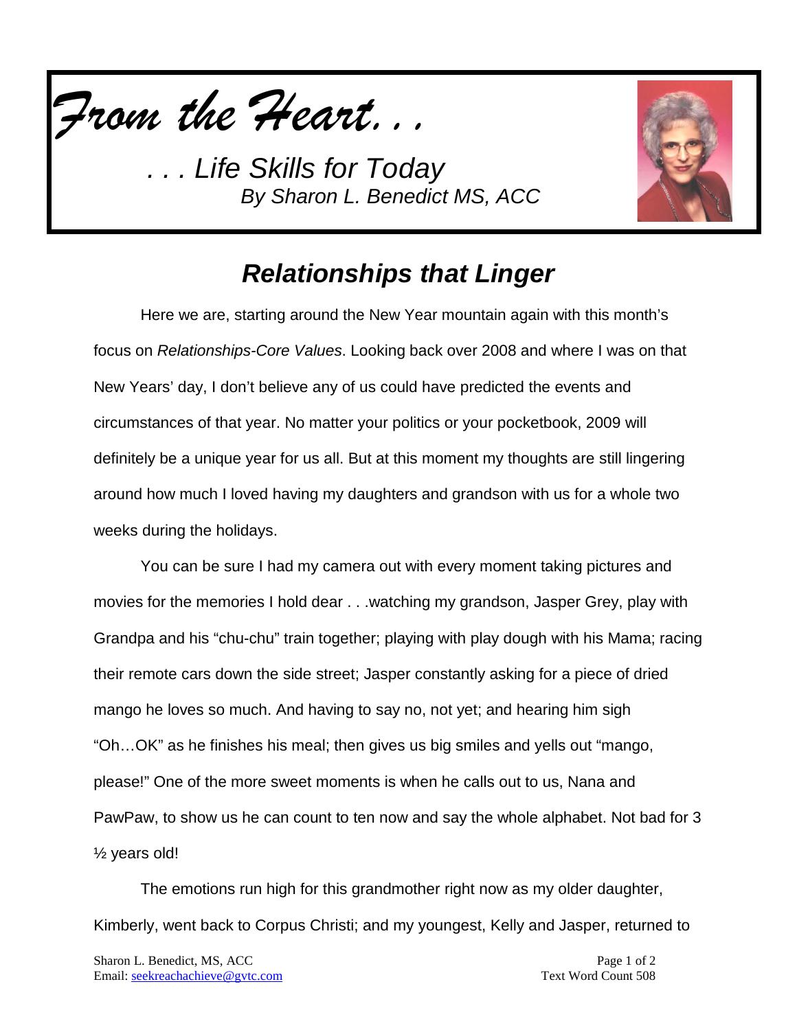*From the Heart. . .*

*. . . Life Skills for Today*
*By Sharon L. Benedict MS, ACC*

# *Relationships that Linger*

Here we are, starting around the New Year mountain again with this month's focus on *Relationships-Core Values*. Looking back over 2008 and where I was on that New Years' day, I don't believe any of us could have predicted the events and circumstances of that year. No matter your politics or your pocketbook, 2009 will definitely be a unique year for us all. But at this moment my thoughts are still lingering around how much I loved having my daughters and grandson with us for a whole two weeks during the holidays.

You can be sure I had my camera out with every moment taking pictures and movies for the memories I hold dear . . .watching my grandson, Jasper Grey, play with Grandpa and his "chu-chu" train together; playing with play dough with his Mama; racing their remote cars down the side street; Jasper constantly asking for a piece of dried mango he loves so much. And having to say no, not yet; and hearing him sigh "Oh…OK" as he finishes his meal; then gives us big smiles and yells out "mango, please!" One of the more sweet moments is when he calls out to us, Nana and PawPaw, to show us he can count to ten now and say the whole alphabet. Not bad for 3 ½ years old!

The emotions run high for this grandmother right now as my older daughter, Kimberly, went back to Corpus Christi; and my youngest, Kelly and Jasper, returned to

Sharon L. Benedict, MS, ACC
Email: seekreachachieve@gvtc.com

Text Word Count 508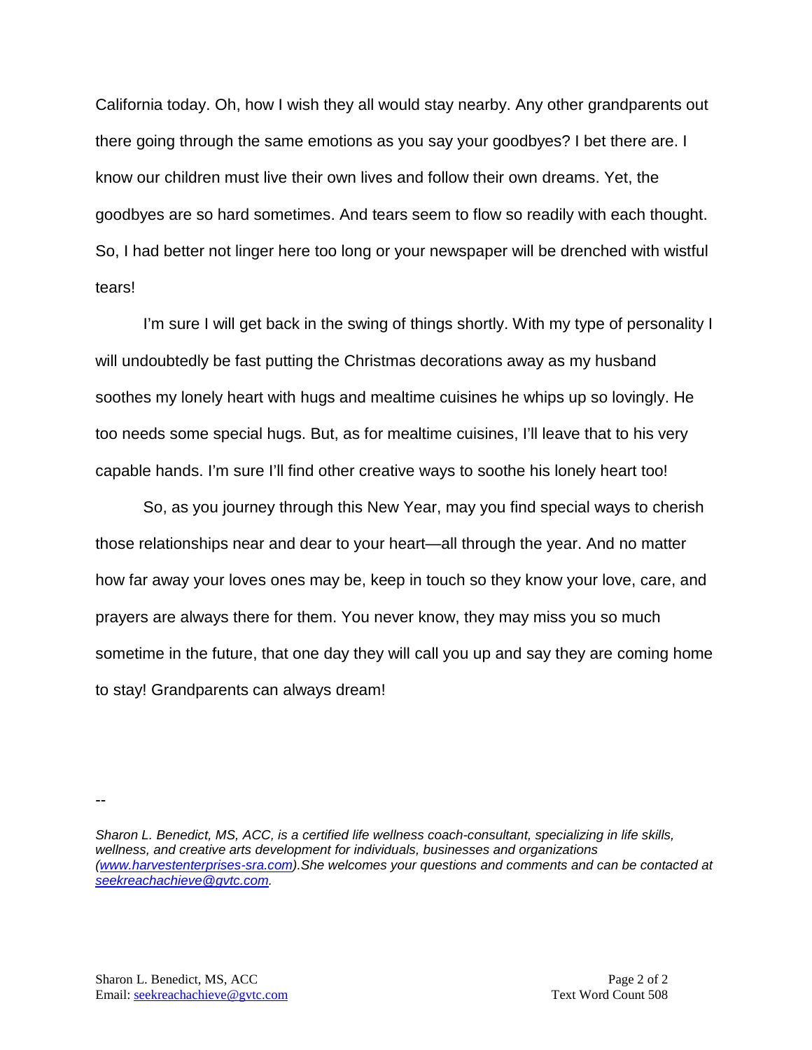California today. Oh, how I wish they all would stay nearby. Any other grandparents out there going through the same emotions as you say your goodbyes? I bet there are. I know our children must live their own lives and follow their own dreams. Yet, the goodbyes are so hard sometimes. And tears seem to flow so readily with each thought. So, I had better not linger here too long or your newspaper will be drenched with wistful tears!

I'm sure I will get back in the swing of things shortly. With my type of personality I will undoubtedly be fast putting the Christmas decorations away as my husband soothes my lonely heart with hugs and mealtime cuisines he whips up so lovingly. He too needs some special hugs. But, as for mealtime cuisines, I'll leave that to his very capable hands. I'm sure I'll find other creative ways to soothe his lonely heart too!

So, as you journey through this New Year, may you find special ways to cherish those relationships near and dear to your heart—all through the year. And no matter how far away your loves ones may be, keep in touch so they know your love, care, and prayers are always there for them. You never know, they may miss you so much sometime in the future, that one day they will call you up and say they are coming home to stay! Grandparents can always dream!

--

*Sharon L. Benedict, MS, ACC, is a certified life wellness coach-consultant, specializing in life skills, wellness, and creative arts development for individuals, businesses and organizations (www.harvestenterprises-sra.com).She welcomes your questions and comments and can be contacted at seekreachachieve@gvtc.com.*

Sharon L. Benedict, MS, ACC
Email: seekreachachieve@gvtc.com

Text Word Count 508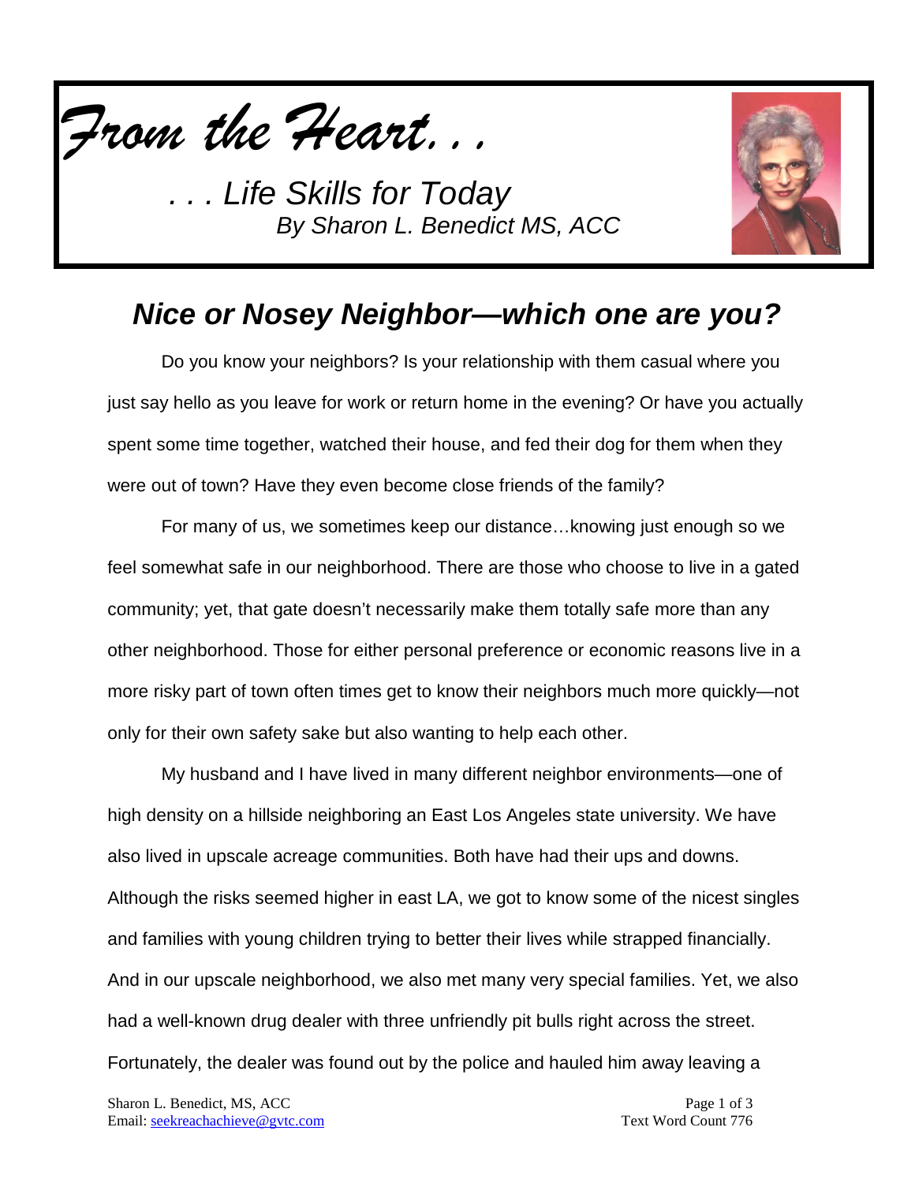*From the Heart. . .*

*. . . Life Skills for Today*
*By Sharon L. Benedict MS, ACC*

## *Nice or Nosey Neighbor—which one are you?*

Do you know your neighbors? Is your relationship with them casual where you just say hello as you leave for work or return home in the evening? Or have you actually spent some time together, watched their house, and fed their dog for them when they were out of town? Have they even become close friends of the family?

For many of us, we sometimes keep our distance…knowing just enough so we feel somewhat safe in our neighborhood. There are those who choose to live in a gated community; yet, that gate doesn't necessarily make them totally safe more than any other neighborhood. Those for either personal preference or economic reasons live in a more risky part of town often times get to know their neighbors much more quickly—not only for their own safety sake but also wanting to help each other.

My husband and I have lived in many different neighbor environments—one of high density on a hillside neighboring an East Los Angeles state university. We have also lived in upscale acreage communities. Both have had their ups and downs. Although the risks seemed higher in east LA, we got to know some of the nicest singles and families with young children trying to better their lives while strapped financially. And in our upscale neighborhood, we also met many very special families. Yet, we also had a well-known drug dealer with three unfriendly pit bulls right across the street. Fortunately, the dealer was found out by the police and hauled him away leaving a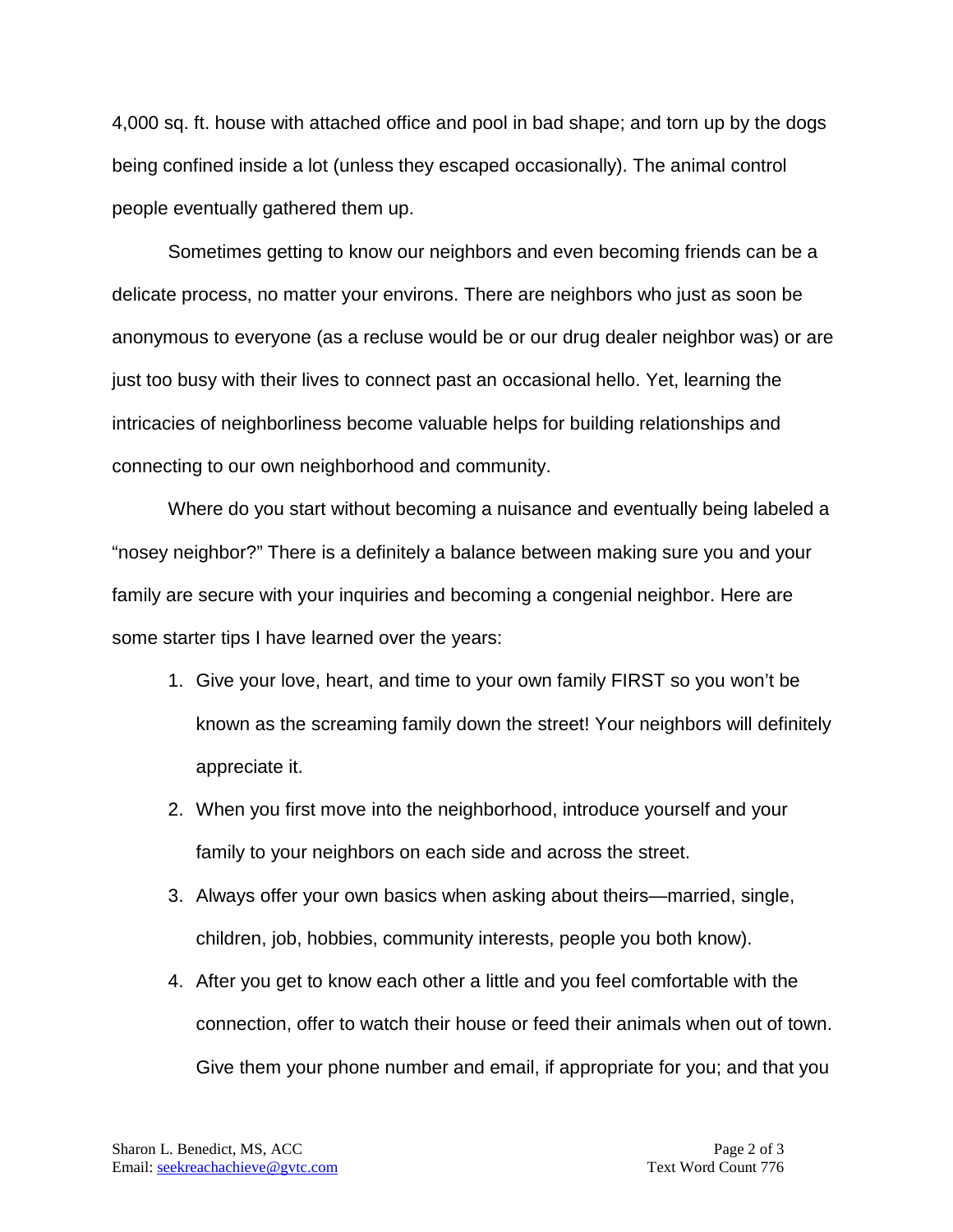4,000 sq. ft. house with attached office and pool in bad shape; and torn up by the dogs being confined inside a lot (unless they escaped occasionally). The animal control people eventually gathered them up.

Sometimes getting to know our neighbors and even becoming friends can be a delicate process, no matter your environs. There are neighbors who just as soon be anonymous to everyone (as a recluse would be or our drug dealer neighbor was) or are just too busy with their lives to connect past an occasional hello. Yet, learning the intricacies of neighborliness become valuable helps for building relationships and connecting to our own neighborhood and community.

Where do you start without becoming a nuisance and eventually being labeled a "nosey neighbor?" There is a definitely a balance between making sure you and your family are secure with your inquiries and becoming a congenial neighbor. Here are some starter tips I have learned over the years:

1. Give your love, heart, and time to your own family FIRST so you won't be known as the screaming family down the street! Your neighbors will definitely appreciate it.
2. When you first move into the neighborhood, introduce yourself and your family to your neighbors on each side and across the street.
3. Always offer your own basics when asking about theirs—married, single, children, job, hobbies, community interests, people you both know).
4. After you get to know each other a little and you feel comfortable with the connection, offer to watch their house or feed their animals when out of town. Give them your phone number and email, if appropriate for you; and that you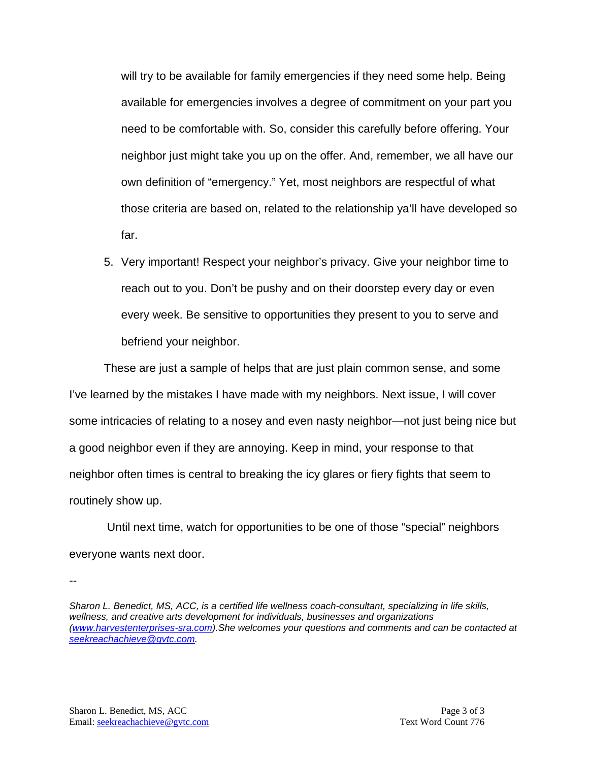will try to be available for family emergencies if they need some help. Being available for emergencies involves a degree of commitment on your part you need to be comfortable with. So, consider this carefully before offering. Your neighbor just might take you up on the offer. And, remember, we all have our own definition of "emergency." Yet, most neighbors are respectful of what those criteria are based on, related to the relationship ya'll have developed so far.

5. Very important! Respect your neighbor's privacy. Give your neighbor time to reach out to you. Don't be pushy and on their doorstep every day or even every week. Be sensitive to opportunities they present to you to serve and befriend your neighbor.

These are just a sample of helps that are just plain common sense, and some I've learned by the mistakes I have made with my neighbors. Next issue, I will cover some intricacies of relating to a nosey and even nasty neighbor—not just being nice but a good neighbor even if they are annoying. Keep in mind, your response to that neighbor often times is central to breaking the icy glares or fiery fights that seem to routinely show up.

Until next time, watch for opportunities to be one of those "special" neighbors everyone wants next door.

--

*Sharon L. Benedict, MS, ACC, is a certified life wellness coach-consultant, specializing in life skills, wellness, and creative arts development for individuals, businesses and organizations ([www.harvestenterprises-sra.com](http://www.harvestenterprises-sra.com)).She welcomes your questions and comments and can be contacted at [seekreachachieve@gvtc.com](mailto:seekreachachieve@gvtc.com).*

Text Word Count 776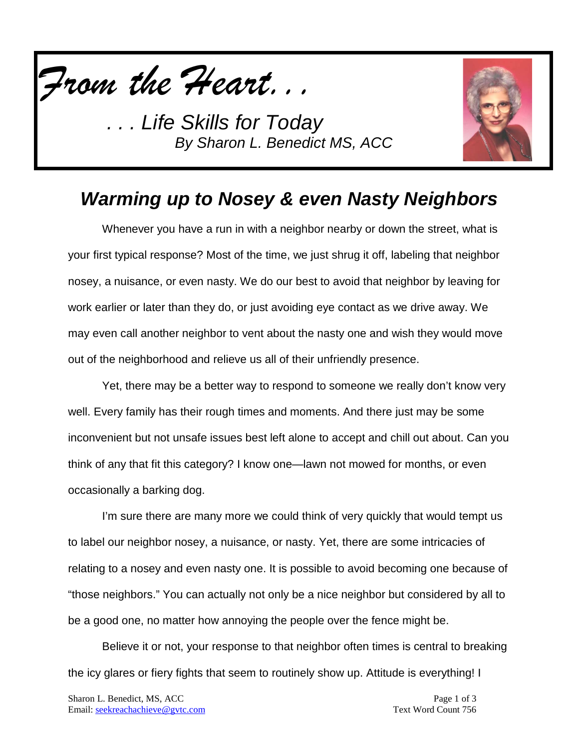*From the Heart. . .*

*. . . Life Skills for Today*
*By Sharon L. Benedict MS, ACC*

## *Warming up to Nosey & even Nasty Neighbors*

Whenever you have a run in with a neighbor nearby or down the street, what is your first typical response? Most of the time, we just shrug it off, labeling that neighbor nosey, a nuisance, or even nasty. We do our best to avoid that neighbor by leaving for work earlier or later than they do, or just avoiding eye contact as we drive away. We may even call another neighbor to vent about the nasty one and wish they would move out of the neighborhood and relieve us all of their unfriendly presence.

Yet, there may be a better way to respond to someone we really don't know very well. Every family has their rough times and moments. And there just may be some inconvenient but not unsafe issues best left alone to accept and chill out about. Can you think of any that fit this category? I know one—lawn not mowed for months, or even occasionally a barking dog.

I'm sure there are many more we could think of very quickly that would tempt us to label our neighbor nosey, a nuisance, or nasty. Yet, there are some intricacies of relating to a nosey and even nasty one. It is possible to avoid becoming one because of "those neighbors." You can actually not only be a nice neighbor but considered by all to be a good one, no matter how annoying the people over the fence might be.

Believe it or not, your response to that neighbor often times is central to breaking the icy glares or fiery fights that seem to routinely show up. Attitude is everything! I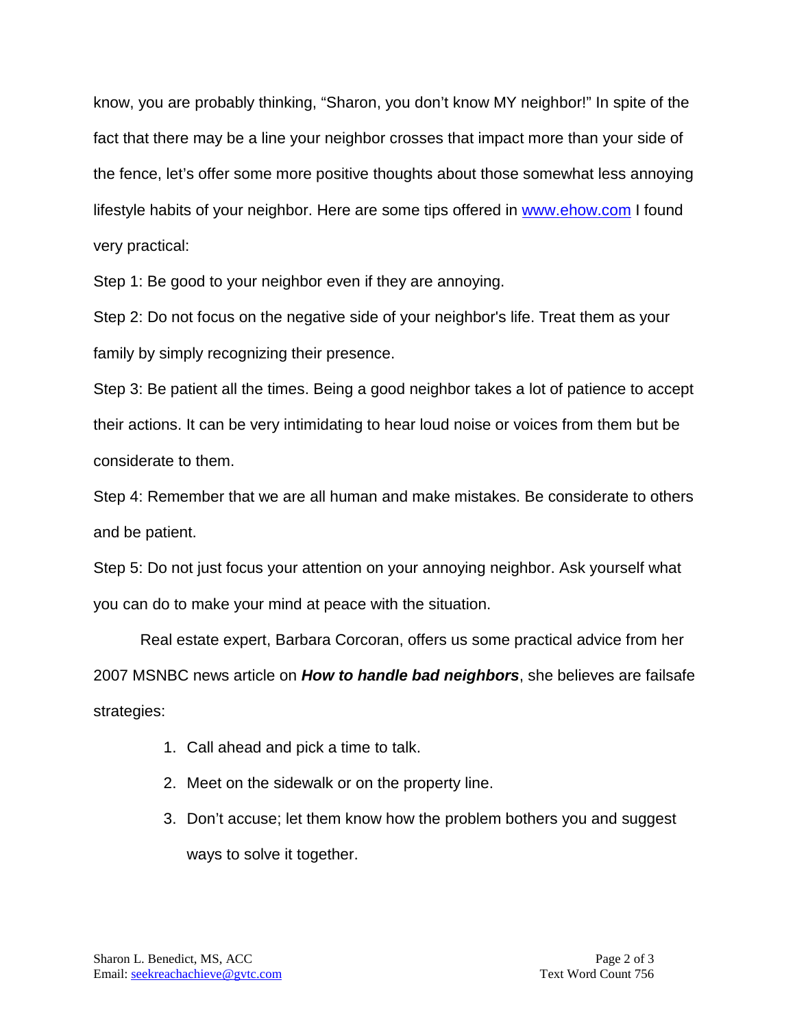know, you are probably thinking, "Sharon, you don't know MY neighbor!" In spite of the fact that there may be a line your neighbor crosses that impact more than your side of the fence, let's offer some more positive thoughts about those somewhat less annoying lifestyle habits of your neighbor. Here are some tips offered in [www.ehow.com](http://www.ehow.com) I found very practical:

Step 1: Be good to your neighbor even if they are annoying.

Step 2: Do not focus on the negative side of your neighbor's life. Treat them as your family by simply recognizing their presence.

Step 3: Be patient all the times. Being a good neighbor takes a lot of patience to accept their actions. It can be very intimidating to hear loud noise or voices from them but be considerate to them.

Step 4: Remember that we are all human and make mistakes. Be considerate to others and be patient.

Step 5: Do not just focus your attention on your annoying neighbor. Ask yourself what you can do to make your mind at peace with the situation.

Real estate expert, Barbara Corcoran, offers us some practical advice from her 2007 MSNBC news article on ***How to handle bad neighbors***, she believes are failsafe strategies:

1. Call ahead and pick a time to talk.
2. Meet on the sidewalk or on the property line.
3. Don't accuse; let them know how the problem bothers you and suggest ways to solve it together.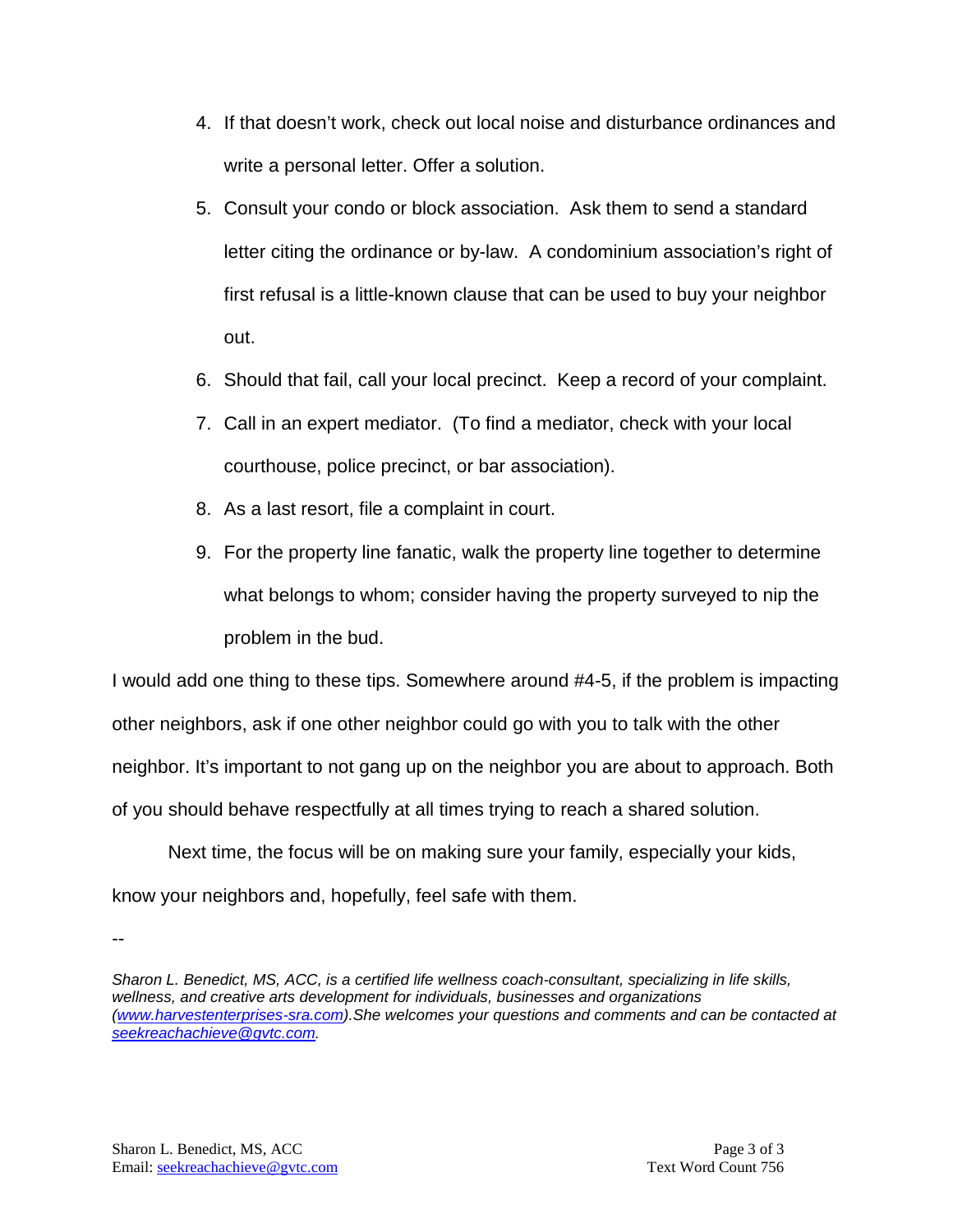4. If that doesn't work, check out local noise and disturbance ordinances and write a personal letter. Offer a solution.
5. Consult your condo or block association. Ask them to send a standard letter citing the ordinance or by-law. A condominium association's right of first refusal is a little-known clause that can be used to buy your neighbor out.
6. Should that fail, call your local precinct. Keep a record of your complaint.
7. Call in an expert mediator. (To find a mediator, check with your local courthouse, police precinct, or bar association).
8. As a last resort, file a complaint in court.
9. For the property line fanatic, walk the property line together to determine what belongs to whom; consider having the property surveyed to nip the problem in the bud.

I would add one thing to these tips. Somewhere around #4-5, if the problem is impacting other neighbors, ask if one other neighbor could go with you to talk with the other neighbor. It's important to not gang up on the neighbor you are about to approach. Both of you should behave respectfully at all times trying to reach a shared solution.

Next time, the focus will be on making sure your family, especially your kids, know your neighbors and, hopefully, feel safe with them.

--

*Sharon L. Benedict, MS, ACC, is a certified life wellness coach-consultant, specializing in life skills, wellness, and creative arts development for individuals, businesses and organizations ([www.harvestenterprises-sra.com](http://www.harvestenterprises-sra.com)).She welcomes your questions and comments and can be contacted at [seekreachachieve@gvtc.com](mailto:seekreachachieve@gvtc.com).*

Sharon L. Benedict, MS, ACC
Email: [seekreachachieve@gvtc.com](mailto:seekreachachieve@gvtc.com)

Text Word Count 756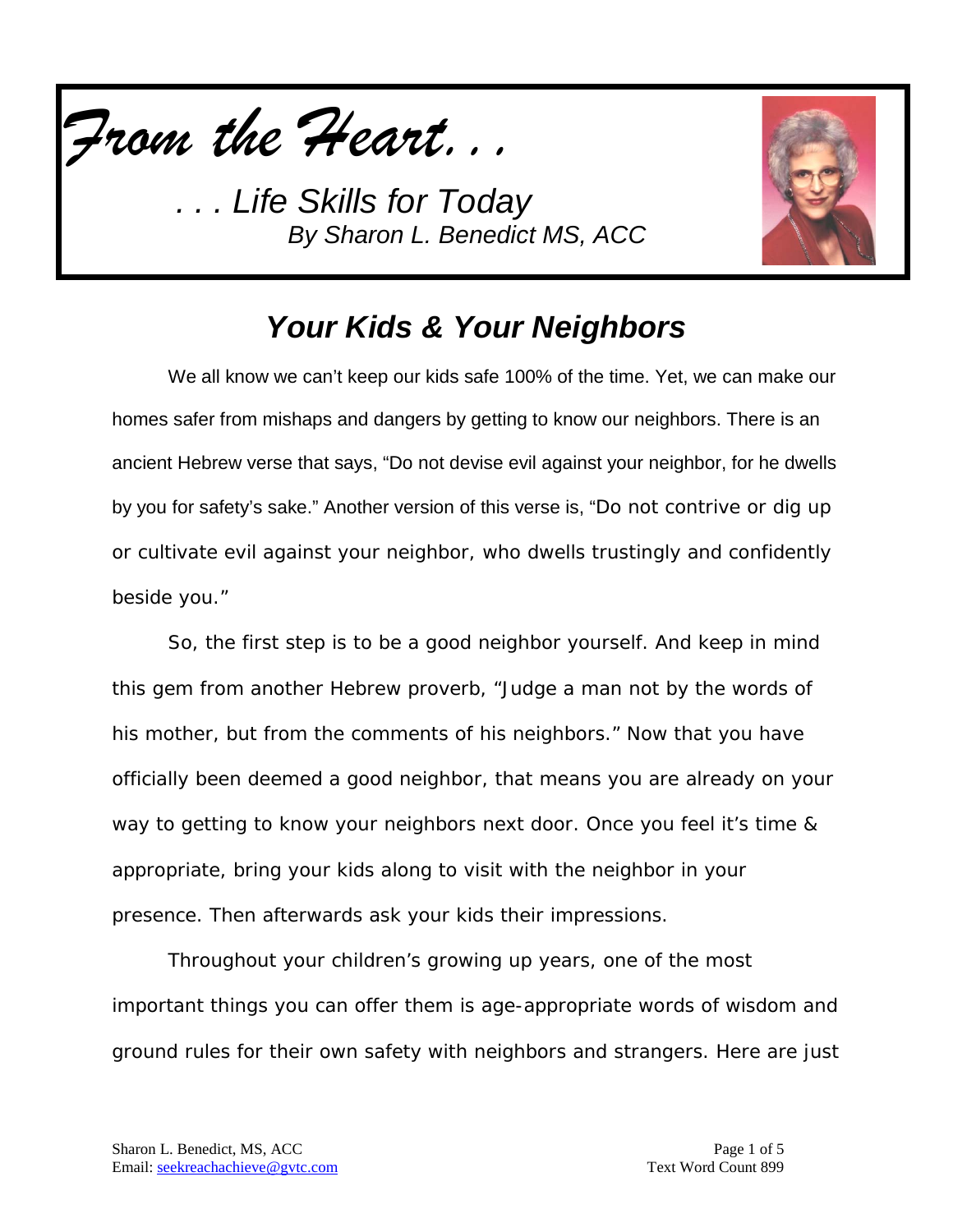*From the Heart. . .*

*. . . Life Skills for Today*
*By Sharon L. Benedict MS, ACC*

## *Your Kids & Your Neighbors*

We all know we can't keep our kids safe 100% of the time. Yet, we can make our homes safer from mishaps and dangers by getting to know our neighbors. There is an ancient Hebrew verse that says, "Do not devise evil against your neighbor, for he dwells by you for safety's sake." Another version of this verse is, "Do not contrive or dig up or cultivate evil against your neighbor, who dwells trustingly and confidently beside you."

So, the first step is to be a good neighbor yourself. And keep in mind this gem from another Hebrew proverb, "Judge a man not by the words of his mother, but from the comments of his neighbors." Now that you have officially been deemed a good neighbor, that means you are already on your way to getting to know your neighbors next door. Once you feel it's time & appropriate, bring your kids along to visit with the neighbor in your presence. Then afterwards ask your kids their impressions.

Throughout your children's growing up years, one of the most important things you can offer them is age-appropriate words of wisdom and ground rules for their own safety with neighbors and strangers. Here are just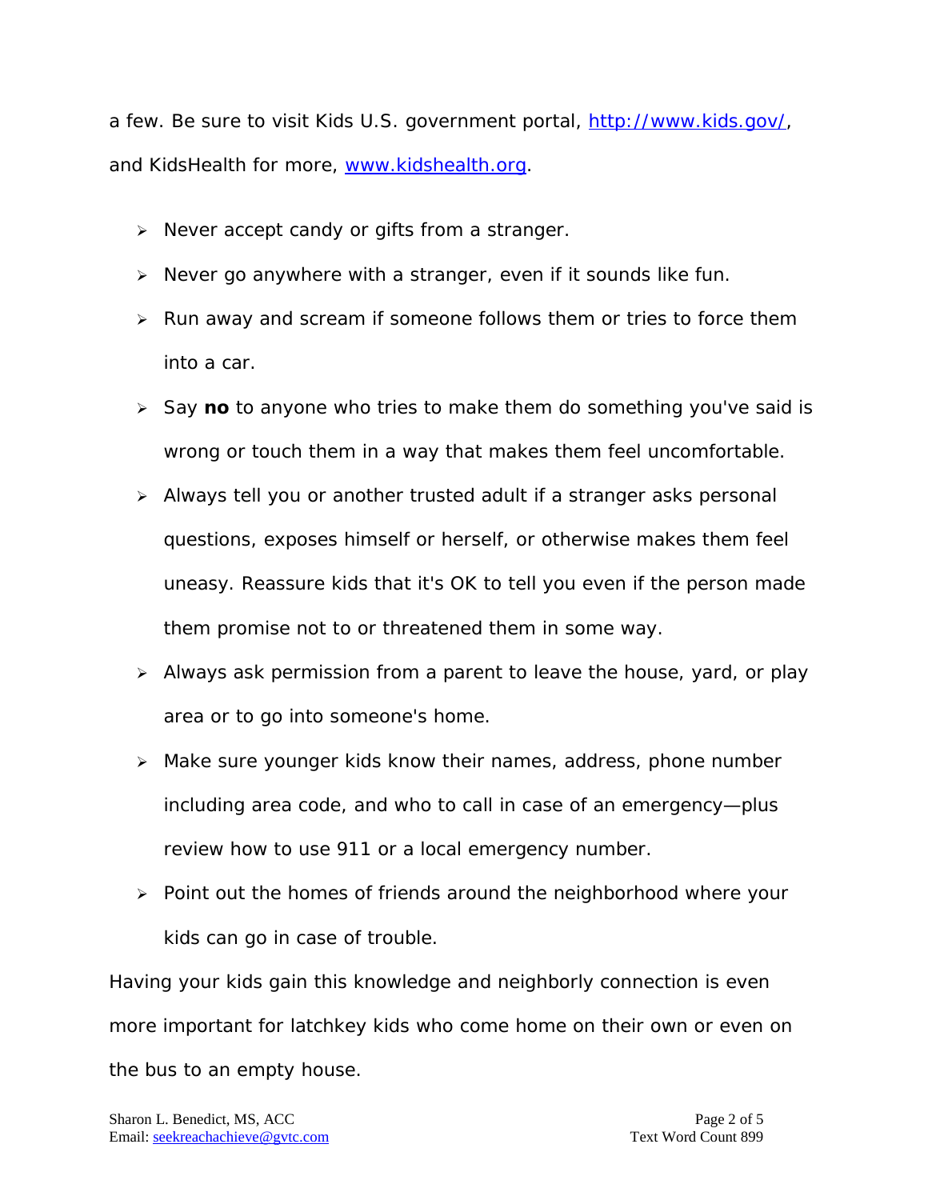a few. Be sure to visit Kids U.S. government portal, [http://www.kids.gov/](http://www.kids.gov/), and KidsHealth for more, [www.kidshealth.org](http://www.kidshealth.org).

- Never accept candy or gifts from a stranger.
- Never go anywhere with a stranger, even if it sounds like fun.
- Run away and scream if someone follows them or tries to force them into a car.
- Say **no** to anyone who tries to make them do something you've said is wrong or touch them in a way that makes them feel uncomfortable.
- Always tell you or another trusted adult if a stranger asks personal questions, exposes himself or herself, or otherwise makes them feel uneasy. Reassure kids that it's OK to tell you even if the person made them promise not to or threatened them in some way.
- Always ask permission from a parent to leave the house, yard, or play area or to go into someone's home.
- Make sure younger kids know their names, address, phone number including area code, and who to call in case of an emergency—plus review how to use 911 or a local emergency number.
- Point out the homes of friends around the neighborhood where your kids can go in case of trouble.

Having your kids gain this knowledge and neighborly connection is even more important for latchkey kids who come home on their own or even on the bus to an empty house.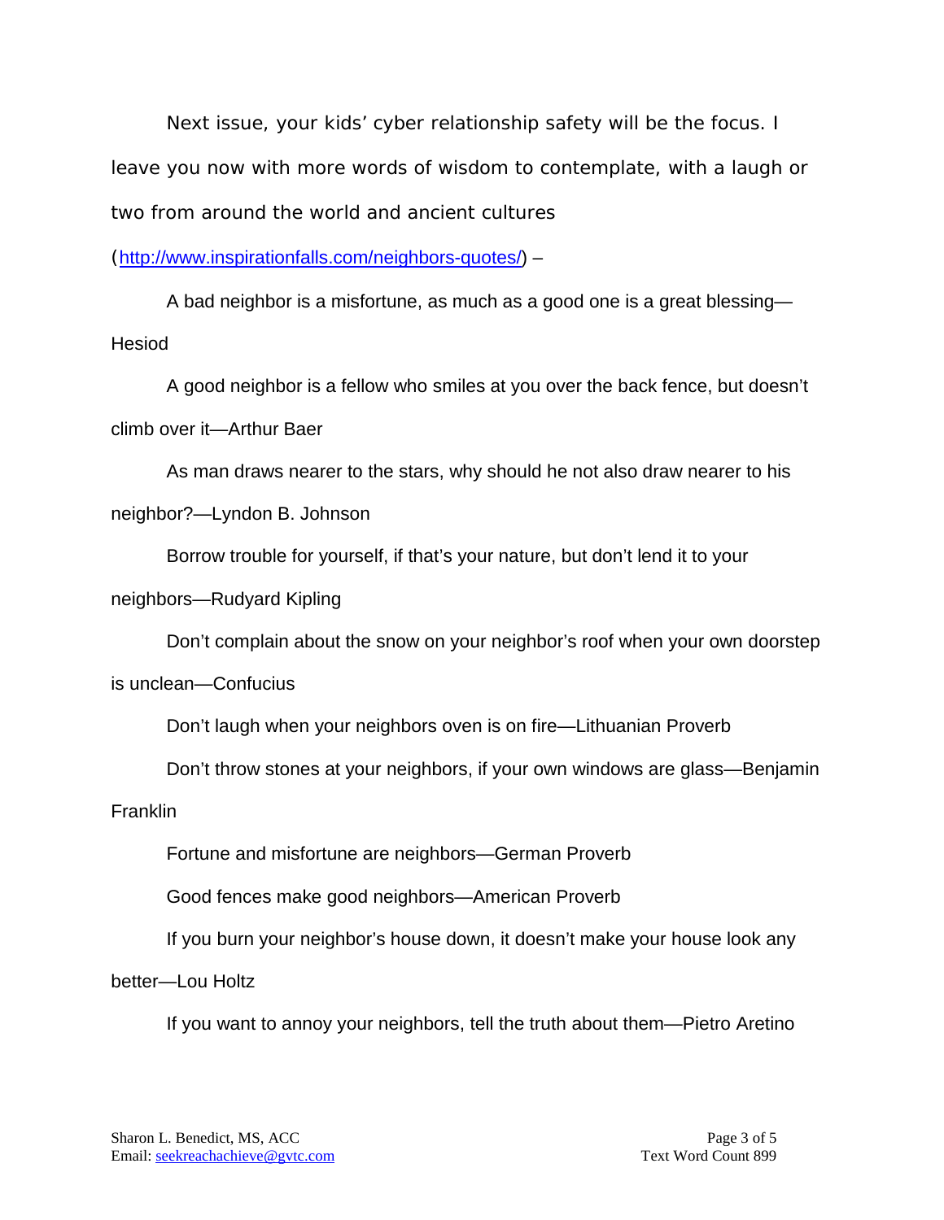Next issue, your kids' cyber relationship safety will be the focus. I leave you now with more words of wisdom to contemplate, with a laugh or two from around the world and ancient cultures (http://www.inspirationfalls.com/neighbors-quotes/) –

A bad neighbor is a misfortune, as much as a good one is a great blessing—Hesiod

A good neighbor is a fellow who smiles at you over the back fence, but doesn't climb over it—Arthur Baer

As man draws nearer to the stars, why should he not also draw nearer to his neighbor?—Lyndon B. Johnson

Borrow trouble for yourself, if that's your nature, but don't lend it to your neighbors—Rudyard Kipling

Don't complain about the snow on your neighbor's roof when your own doorstep is unclean—Confucius

Don't laugh when your neighbors oven is on fire—Lithuanian Proverb

Don't throw stones at your neighbors, if your own windows are glass—Benjamin Franklin

Fortune and misfortune are neighbors—German Proverb

Good fences make good neighbors—American Proverb

If you burn your neighbor's house down, it doesn't make your house look any better—Lou Holtz

If you want to annoy your neighbors, tell the truth about them—Pietro Aretino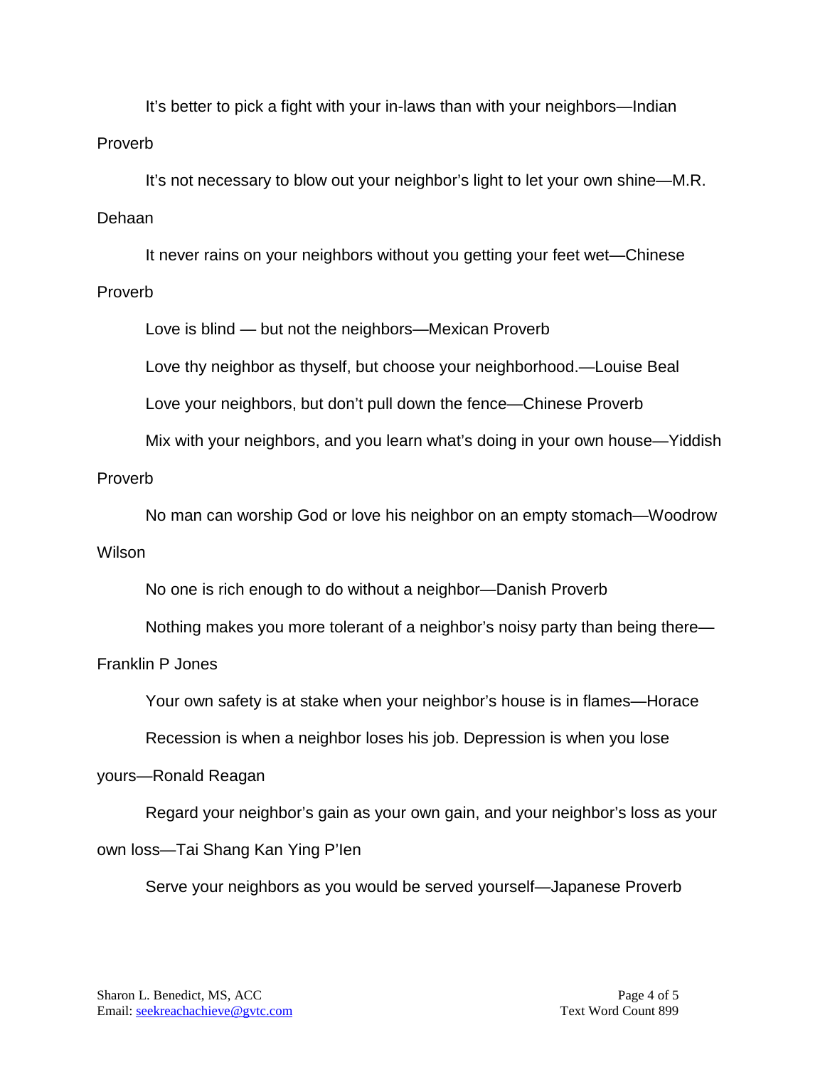It's better to pick a fight with your in-laws than with your neighbors—Indian Proverb

It's not necessary to blow out your neighbor's light to let your own shine—M.R. Dehaan

It never rains on your neighbors without you getting your feet wet—Chinese Proverb

Love is blind — but not the neighbors—Mexican Proverb

Love thy neighbor as thyself, but choose your neighborhood.—Louise Beal

Love your neighbors, but don't pull down the fence—Chinese Proverb

Mix with your neighbors, and you learn what's doing in your own house—Yiddish Proverb

No man can worship God or love his neighbor on an empty stomach—Woodrow Wilson

No one is rich enough to do without a neighbor—Danish Proverb

Nothing makes you more tolerant of a neighbor's noisy party than being there—Franklin P Jones

Your own safety is at stake when your neighbor's house is in flames—Horace

Recession is when a neighbor loses his job. Depression is when you lose yours—Ronald Reagan

Regard your neighbor's gain as your own gain, and your neighbor's loss as your own loss—Tai Shang Kan Ying P'Ien

Serve your neighbors as you would be served yourself—Japanese Proverb

Sharon L. Benedict, MS, ACC
Email: seekreachachieve@gvtc.com

Text Word Count 899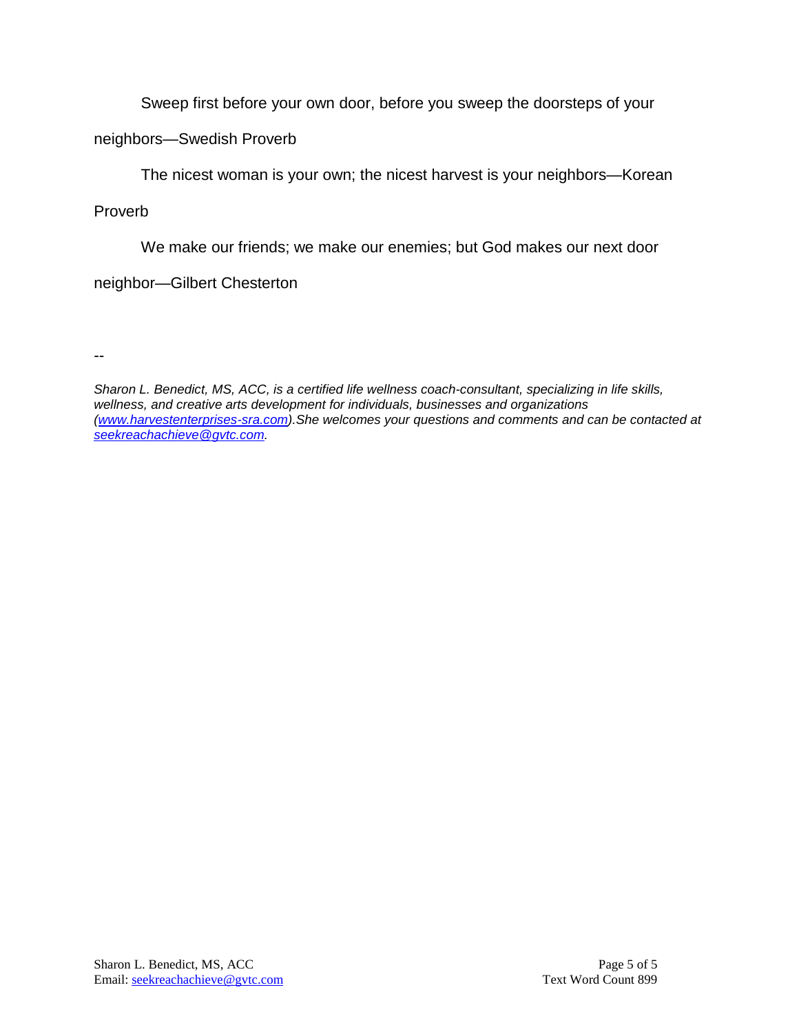Sweep first before your own door, before you sweep the doorsteps of your neighbors—Swedish Proverb

The nicest woman is your own; the nicest harvest is your neighbors—Korean Proverb

We make our friends; we make our enemies; but God makes our next door neighbor—Gilbert Chesterton

--

*Sharon L. Benedict, MS, ACC, is a certified life wellness coach-consultant, specializing in life skills, wellness, and creative arts development for individuals, businesses and organizations (www.harvestenterprises-sra.com).She welcomes your questions and comments and can be contacted at seekreachachieve@gvtc.com.*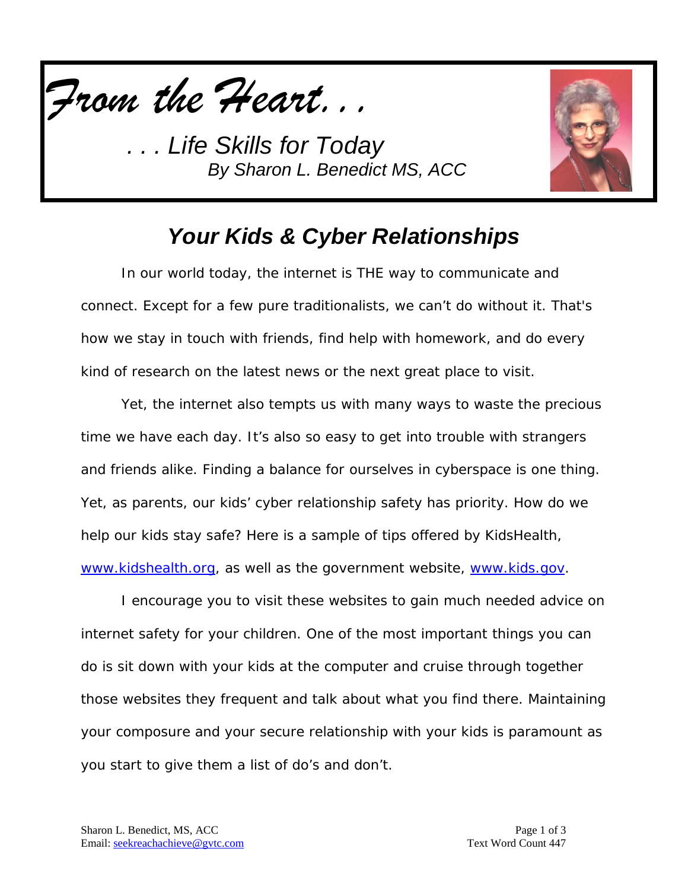# *From the Heart. . .*

*. . . Life Skills for Today*
*By Sharon L. Benedict MS, ACC*

## *Your Kids & Cyber Relationships*

In our world today, the internet is THE way to communicate and connect. Except for a few pure traditionalists, we can't do without it. That's how we stay in touch with friends, find help with homework, and do every kind of research on the latest news or the next great place to visit.

Yet, the internet also tempts us with many ways to waste the precious time we have each day. It's also so easy to get into trouble with strangers and friends alike. Finding a balance for ourselves in cyberspace is one thing. Yet, as parents, our kids' cyber relationship safety has priority. How do we help our kids stay safe? Here is a sample of tips offered by KidsHealth, [www.kidshealth.org](http://www.kidshealth.org), as well as the government website, [www.kids.gov](http://www.kids.gov).

I encourage you to visit these websites to gain much needed advice on internet safety for your children. One of the most important things you can do is sit down with your kids at the computer and cruise through together those websites they frequent and talk about what you find there. Maintaining your composure and your secure relationship with your kids is paramount as you start to give them a list of do's and don't.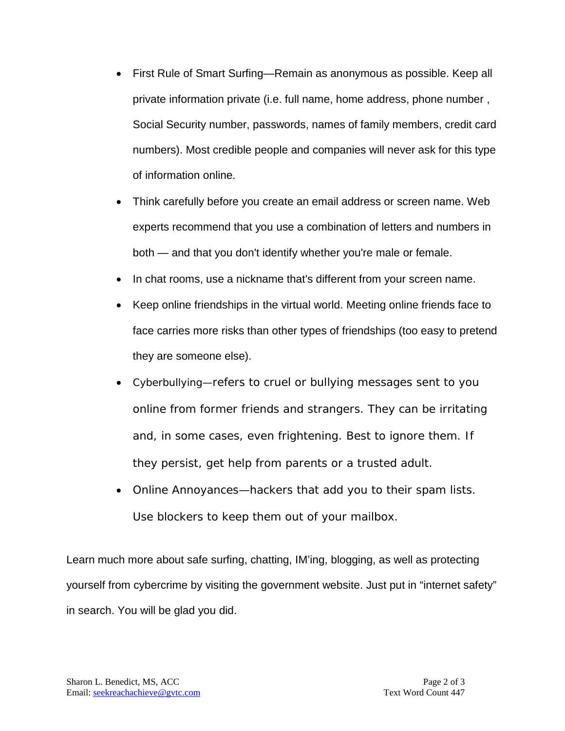- First Rule of Smart Surfing—Remain as anonymous as possible. Keep all private information private (i.e. full name, home address, phone number , Social Security number, passwords, names of family members, credit card numbers). Most credible people and companies will never ask for this type of information online.
- Think carefully before you create an email address or screen name. Web experts recommend that you use a combination of letters and numbers in both — and that you don't identify whether you're male or female.
- In chat rooms, use a nickname that's different from your screen name.
- Keep online friendships in the virtual world. Meeting online friends face to face carries more risks than other types of friendships (too easy to pretend they are someone else).
- Cyberbullying—refers to cruel or bullying messages sent to you online from former friends and strangers. They can be irritating and, in some cases, even frightening. Best to ignore them. If they persist, get help from parents or a trusted adult.
- Online Annoyances—hackers that add you to their spam lists. Use blockers to keep them out of your mailbox.

Learn much more about safe surfing, chatting, IM'ing, blogging, as well as protecting yourself from cybercrime by visiting the government website. Just put in "internet safety" in search. You will be glad you did.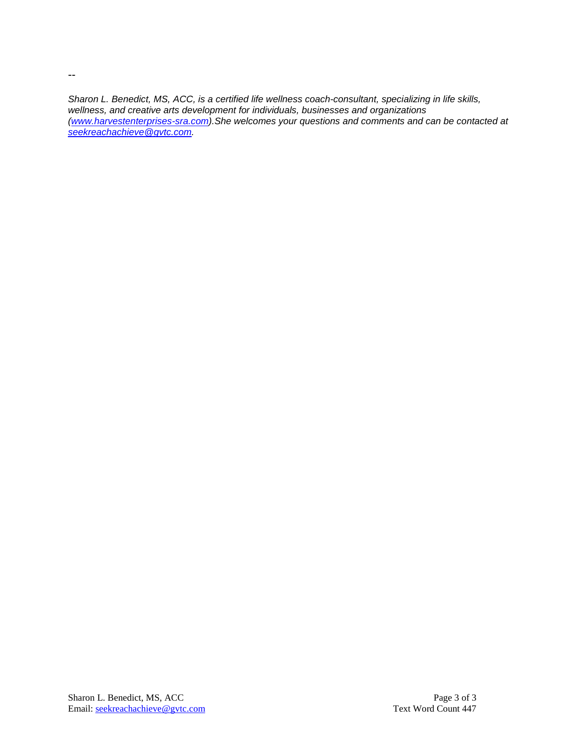--

*Sharon L. Benedict, MS, ACC, is a certified life wellness coach-consultant, specializing in life skills, wellness, and creative arts development for individuals, businesses and organizations ([www.harvestenterprises-sra.com](http://www.harvestenterprises-sra.com)).She welcomes your questions and comments and can be contacted at [seekreachachieve@gvtc.com](mailto:seekreachachieve@gvtc.com).*